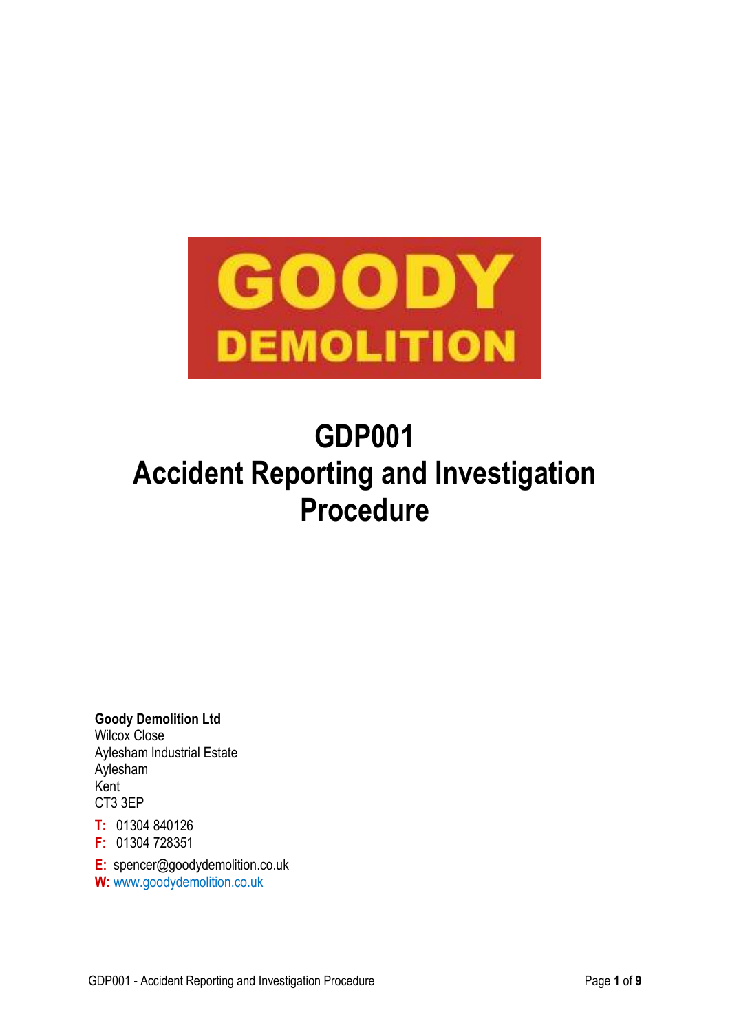GOODY DEMOLITION

# GDP001
# Accident Reporting and Investigation Procedure

**Goody Demolition Ltd**
Wilcox Close
Aylesham Industrial Estate
Aylesham
Kent
CT3 3EP

**T:** 01304 840126
**F:** 01304 728351

**E:** spencer@goodydemolition.co.uk
**W:** www.goodydemolition.co.uk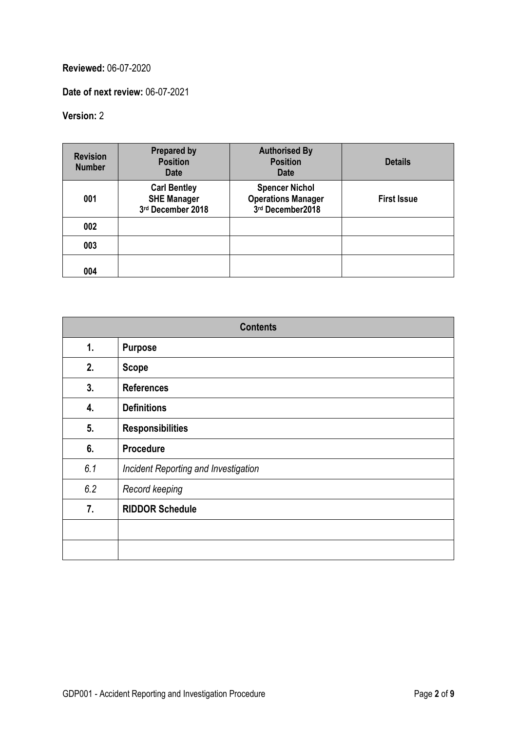**Reviewed:** 06-07-2020

**Date of next review:** 06-07-2021

**Version:** 2

| Revision Number | Prepared by<br>Position<br>Date | Authorised By<br>Position<br>Date | Details |
|---|---|---|---|
| 001 | **Carl Bentley**<br>**SHE Manager**<br>**3rd December 2018** | **Spencer Nichol**<br>**Operations Manager**<br>**3rd December2018** | **First Issue** |
| 002 | | | |
| 003 | | | |
| 004 | | | |

| Contents | |
|---|---|
| **1.** | **Purpose** |
| **2.** | **Scope** |
| **3.** | **References** |
| **4.** | **Definitions** |
| **5.** | **Responsibilities** |
| **6.** | **Procedure** |
| *6.1* | *Incident Reporting and Investigation* |
| *6.2* | *Record keeping* |
| **7.** | **RIDDOR Schedule** |
| | |
| | |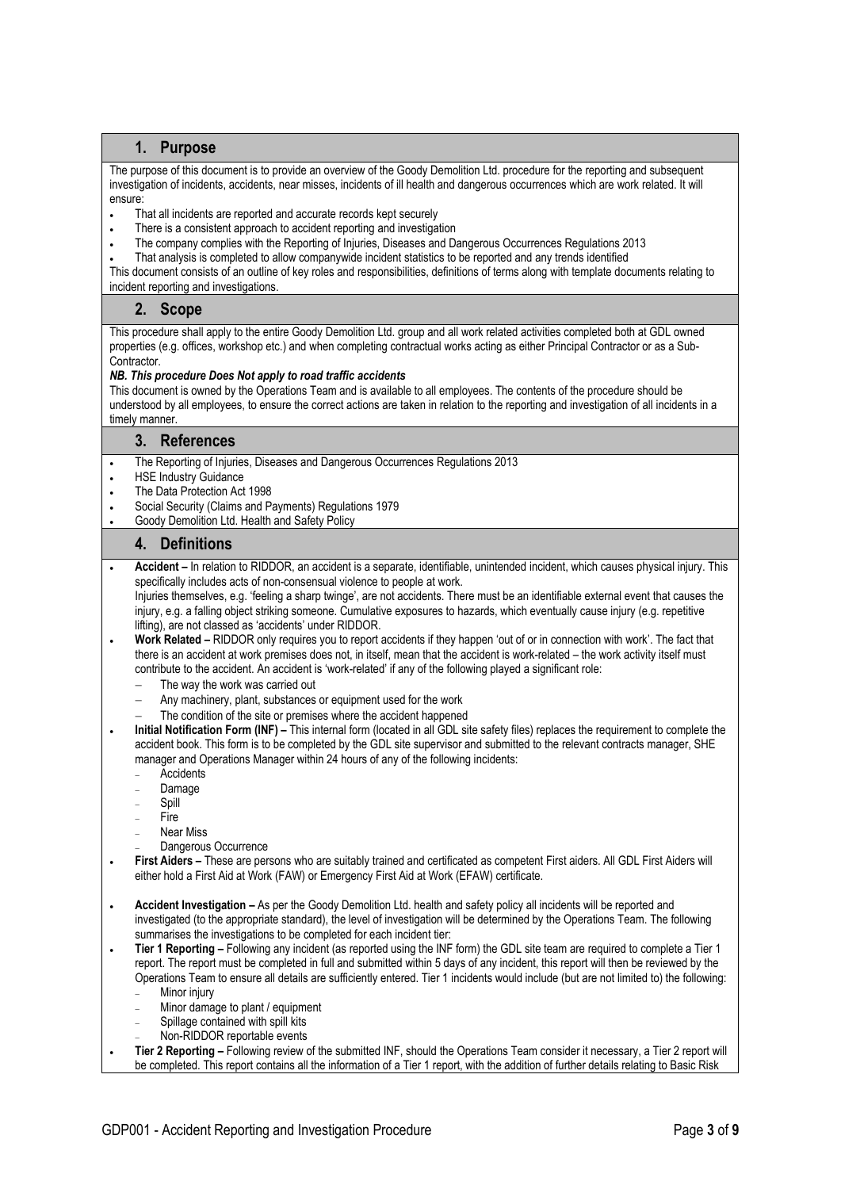## 1. Purpose

The purpose of this document is to provide an overview of the Goody Demolition Ltd. procedure for the reporting and subsequent investigation of incidents, accidents, near misses, incidents of ill health and dangerous occurrences which are work related. It will ensure:

- That all incidents are reported and accurate records kept securely
- There is a consistent approach to accident reporting and investigation
- The company complies with the Reporting of Injuries, Diseases and Dangerous Occurrences Regulations 2013
- That analysis is completed to allow companywide incident statistics to be reported and any trends identified

This document consists of an outline of key roles and responsibilities, definitions of terms along with template documents relating to incident reporting and investigations.

## 2. Scope

This procedure shall apply to the entire Goody Demolition Ltd. group and all work related activities completed both at GDL owned properties (e.g. offices, workshop etc.) and when completing contractual works acting as either Principal Contractor or as a Sub-Contractor.

***NB. This procedure Does Not apply to road traffic accidents***

This document is owned by the Operations Team and is available to all employees. The contents of the procedure should be understood by all employees, to ensure the correct actions are taken in relation to the reporting and investigation of all incidents in a timely manner.

## 3. References

- The Reporting of Injuries, Diseases and Dangerous Occurrences Regulations 2013
- HSE Industry Guidance
- The Data Protection Act 1998
- Social Security (Claims and Payments) Regulations 1979
- Goody Demolition Ltd. Health and Safety Policy

## 4. Definitions

- **Accident –** In relation to RIDDOR, an accident is a separate, identifiable, unintended incident, which causes physical injury. This specifically includes acts of non-consensual violence to people at work.
  Injuries themselves, e.g. 'feeling a sharp twinge', are not accidents. There must be an identifiable external event that causes the injury, e.g. a falling object striking someone. Cumulative exposures to hazards, which eventually cause injury (e.g. repetitive lifting), are not classed as 'accidents' under RIDDOR.
- **Work Related –** RIDDOR only requires you to report accidents if they happen 'out of or in connection with work'. The fact that there is an accident at work premises does not, in itself, mean that the accident is work-related – the work activity itself must contribute to the accident. An accident is 'work-related' if any of the following played a significant role:
  - The way the work was carried out
  - Any machinery, plant, substances or equipment used for the work
  - The condition of the site or premises where the accident happened
- **Initial Notification Form (INF) –** This internal form (located in all GDL site safety files) replaces the requirement to complete the accident book. This form is to be completed by the GDL site supervisor and submitted to the relevant contracts manager, SHE manager and Operations Manager within 24 hours of any of the following incidents:
  - Accidents
  - Damage
  - Spill
  - Fire
  - Near Miss
  - Dangerous Occurrence
- **First Aiders –** These are persons who are suitably trained and certificated as competent First aiders. All GDL First Aiders will either hold a First Aid at Work (FAW) or Emergency First Aid at Work (EFAW) certificate.
- **Accident Investigation –** As per the Goody Demolition Ltd. health and safety policy all incidents will be reported and investigated (to the appropriate standard), the level of investigation will be determined by the Operations Team. The following summarises the investigations to be completed for each incident tier:
- **Tier 1 Reporting –** Following any incident (as reported using the INF form) the GDL site team are required to complete a Tier 1 report. The report must be completed in full and submitted within 5 days of any incident, this report will then be reviewed by the Operations Team to ensure all details are sufficiently entered. Tier 1 incidents would include (but are not limited to) the following:
  - Minor injury
  - Minor damage to plant / equipment
  - Spillage contained with spill kits
  - Non-RIDDOR reportable events
- **Tier 2 Reporting –** Following review of the submitted INF, should the Operations Team consider it necessary, a Tier 2 report will be completed. This report contains all the information of a Tier 1 report, with the addition of further details relating to Basic Risk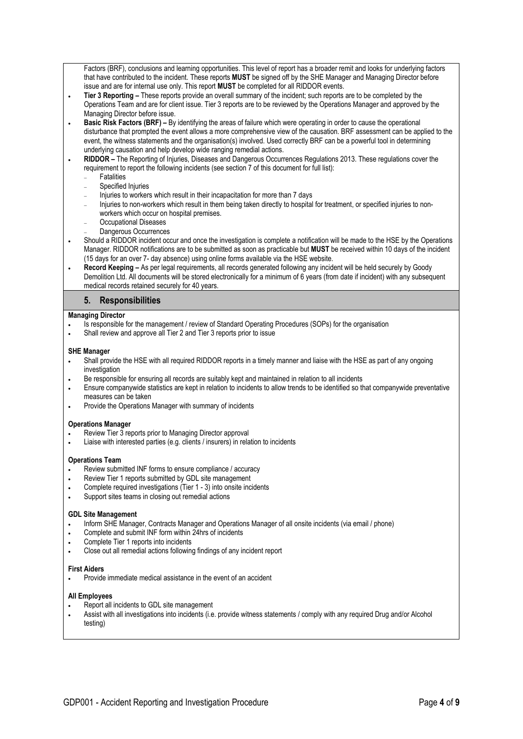Factors (BRF), conclusions and learning opportunities. This level of report has a broader remit and looks for underlying factors that have contributed to the incident. These reports **MUST** be signed off by the SHE Manager and Managing Director before issue and are for internal use only. This report **MUST** be completed for all RIDDOR events.

- **Tier 3 Reporting –** These reports provide an overall summary of the incident; such reports are to be completed by the Operations Team and are for client issue. Tier 3 reports are to be reviewed by the Operations Manager and approved by the Managing Director before issue.
- **Basic Risk Factors (BRF) –** By identifying the areas of failure which were operating in order to cause the operational disturbance that prompted the event allows a more comprehensive view of the causation. BRF assessment can be applied to the event, the witness statements and the organisation(s) involved. Used correctly BRF can be a powerful tool in determining underlying causation and help develop wide ranging remedial actions.
- **RIDDOR –** The Reporting of Injuries, Diseases and Dangerous Occurrences Regulations 2013. These regulations cover the requirement to report the following incidents (see section 7 of this document for full list):
  - Fatalities
  - Specified Injuries
  - Injuries to workers which result in their incapacitation for more than 7 days
  - Injuries to non-workers which result in them being taken directly to hospital for treatment, or specified injuries to non-workers which occur on hospital premises.
  - Occupational Diseases
  - Dangerous Occurrences
- Should a RIDDOR incident occur and once the investigation is complete a notification will be made to the HSE by the Operations Manager. RIDDOR notifications are to be submitted as soon as practicable but **MUST** be received within 10 days of the incident (15 days for an over 7- day absence) using online forms available via the HSE website.
- **Record Keeping –** As per legal requirements, all records generated following any incident will be held securely by Goody Demolition Ltd. All documents will be stored electronically for a minimum of 6 years (from date if incident) with any subsequent medical records retained securely for 40 years.

## 5. Responsibilities

**Managing Director**

- Is responsible for the management / review of Standard Operating Procedures (SOPs) for the organisation
- Shall review and approve all Tier 2 and Tier 3 reports prior to issue

**SHE Manager**

- Shall provide the HSE with all required RIDDOR reports in a timely manner and liaise with the HSE as part of any ongoing investigation
- Be responsible for ensuring all records are suitably kept and maintained in relation to all incidents
- Ensure companywide statistics are kept in relation to incidents to allow trends to be identified so that companywide preventative measures can be taken
- Provide the Operations Manager with summary of incidents

**Operations Manager**

- Review Tier 3 reports prior to Managing Director approval
- Liaise with interested parties (e.g. clients / insurers) in relation to incidents

**Operations Team**

- Review submitted INF forms to ensure compliance / accuracy
- Review Tier 1 reports submitted by GDL site management
- Complete required investigations (Tier 1 - 3) into onsite incidents
- Support sites teams in closing out remedial actions

**GDL Site Management**

- Inform SHE Manager, Contracts Manager and Operations Manager of all onsite incidents (via email / phone)
- Complete and submit INF form within 24hrs of incidents
- Complete Tier 1 reports into incidents
- Close out all remedial actions following findings of any incident report

**First Aiders**

- Provide immediate medical assistance in the event of an accident

**All Employees**

- Report all incidents to GDL site management
- Assist with all investigations into incidents (i.e. provide witness statements / comply with any required Drug and/or Alcohol testing)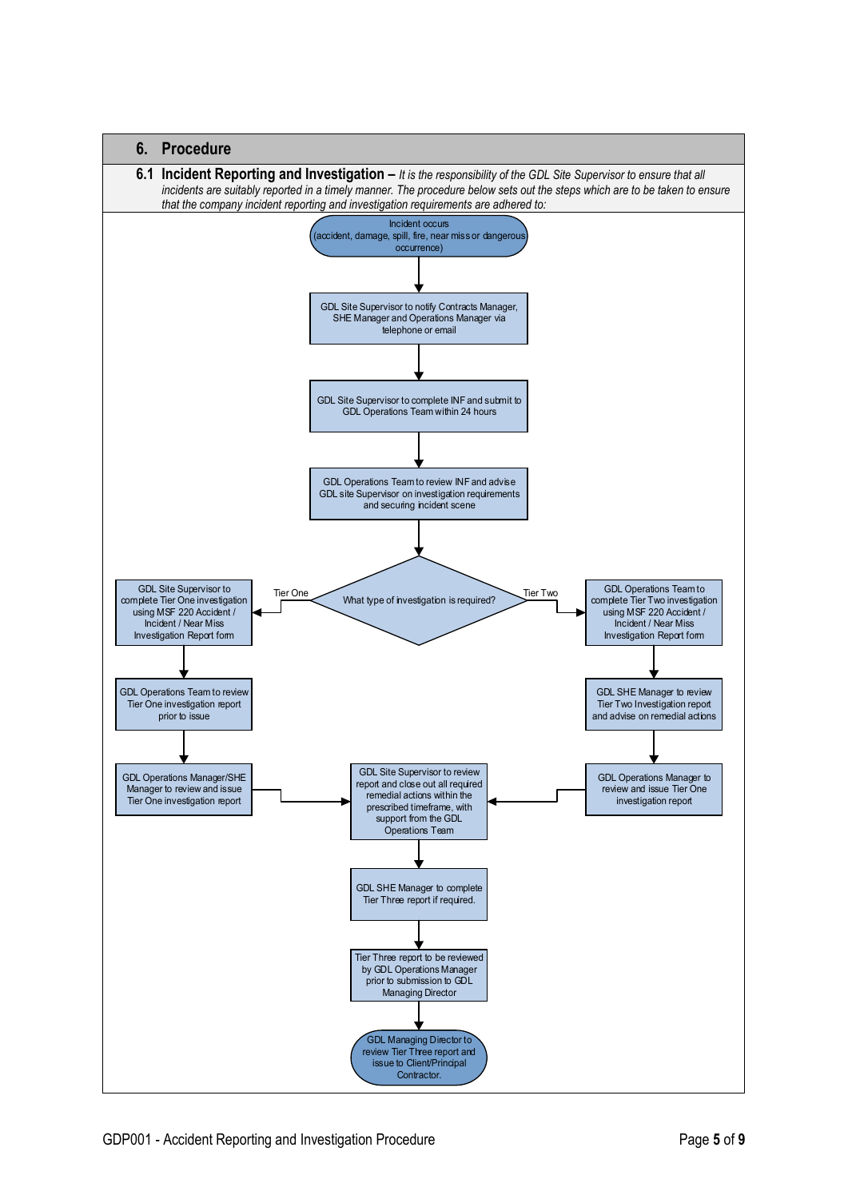## 6. Procedure

### 6.1 Incident Reporting and Investigation – *It is the responsibility of the GDL Site Supervisor to ensure that all incidents are suitably reported in a timely manner. The procedure below sets out the steps which are to be taken to ensure that the company incident reporting and investigation requirements are adhered to:*

Incident occurs (accident, damage, spill, fire, near miss or dangerous occurrence)

↓

GDL Site Supervisor to notify Contracts Manager, SHE Manager and Operations Manager via telephone or email

↓

GDL Site Supervisor to complete INF and submit to GDL Operations Team within 24 hours

↓

GDL Operations Team to review INF and advise GDL site Supervisor on investigation requirements and securing incident scene

↓

What type of investigation is required?

**Tier One:**

- GDL Site Supervisor to complete Tier One investigation using MSF 220 Accident / Incident / Near Miss Investigation Report form
- ↓ GDL Operations Team to review Tier One investigation report prior to issue
- ↓ GDL Operations Manager/SHE Manager to review and issue Tier One investigation report

**Tier Two:**

- GDL Operations Team to complete Tier Two investigation using MSF 220 Accident / Incident / Near Miss Investigation Report form
- ↓ GDL SHE Manager to review Tier Two Investigation report and advise on remedial actions
- ↓ GDL Operations Manager to review and issue Tier One investigation report

↓ (both tiers)

GDL Site Supervisor to review report and close out all required remedial actions within the prescribed timeframe, with support from the GDL Operations Team

↓

GDL SHE Manager to complete Tier Three report if required.

↓

Tier Three report to be reviewed by GDL Operations Manager prior to submission to GDL Managing Director

↓

GDL Managing Director to review Tier Three report and issue to Client/Principal Contractor.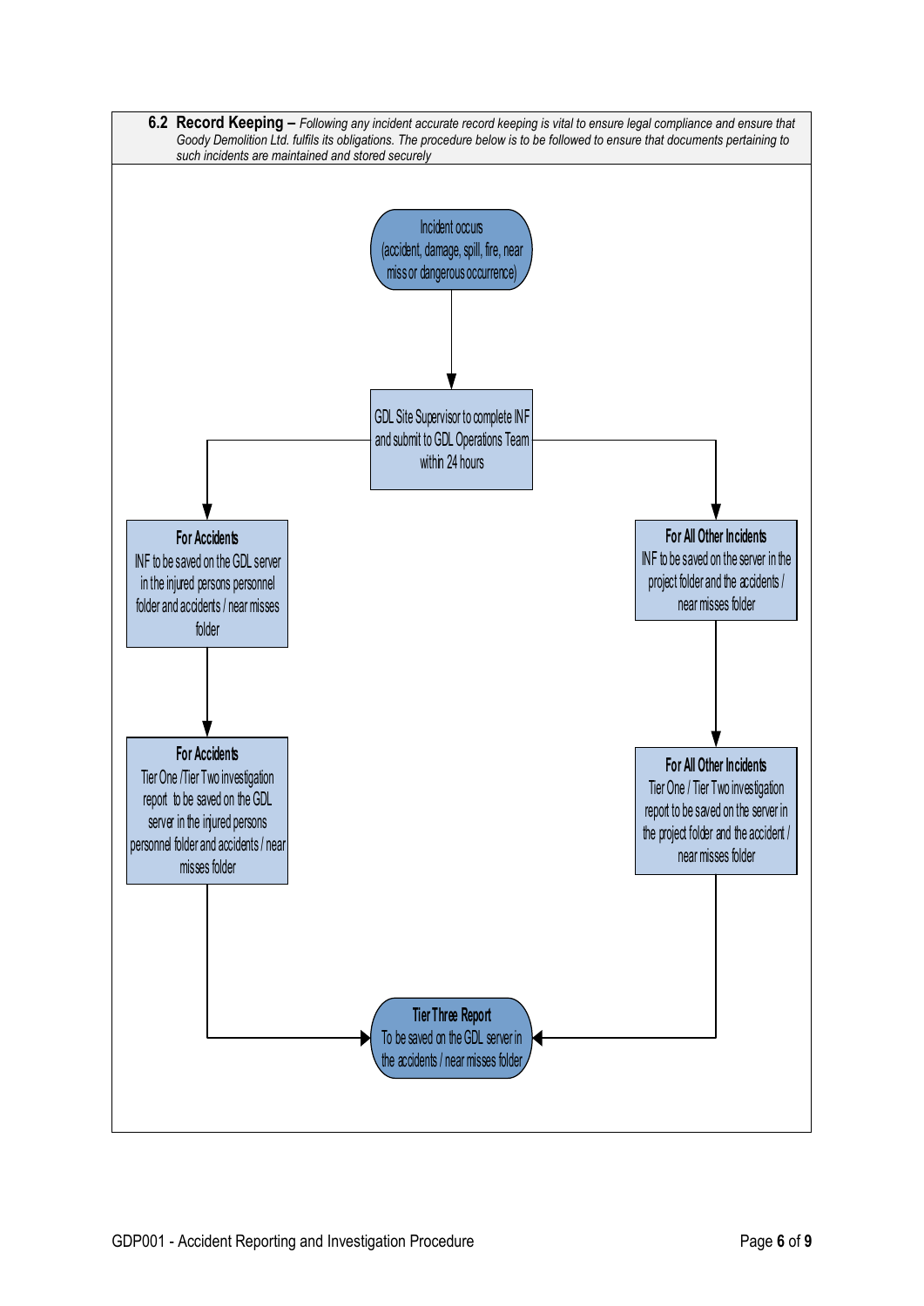**6.2 Record Keeping –** *Following any incident accurate record keeping is vital to ensure legal compliance and ensure that Goody Demolition Ltd. fulfils its obligations. The procedure below is to be followed to ensure that documents pertaining to such incidents are maintained and stored securely*

Incident occurs (accident, damage, spill, fire, near miss or dangerous occurrence)

↓

GDL Site Supervisor to complete INF and submit to GDL Operations Team within 24 hours

↓

**For Accidents**
INF to be saved on the GDL server in the injured persons personnel folder and accidents / near misses folder

↓

**For Accidents**
Tier One /Tier Two investigation report to be saved on the GDL server in the injured persons personnel folder and accidents / near misses folder

↓

**For All Other Incidents**
INF to be saved on the server in the project folder and the accidents / near misses folder

↓

**For All Other Incidents**
Tier One / Tier Two investigation report to be saved on the server in the project folder and the accident / near misses folder

↓

**Tier Three Report**
To be saved on the GDL server in the accidents / near misses folder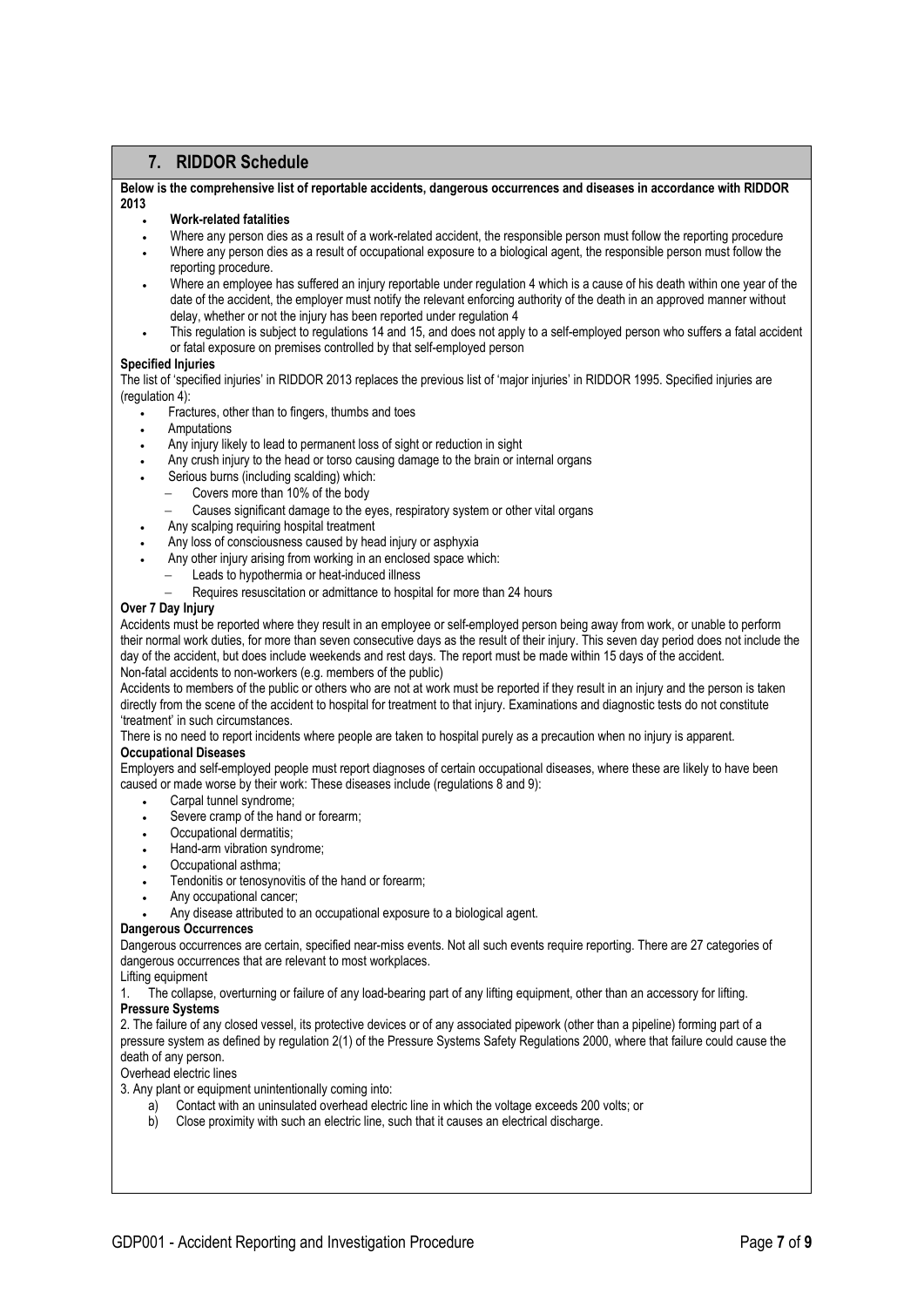## 7. RIDDOR Schedule

**Below is the comprehensive list of reportable accidents, dangerous occurrences and diseases in accordance with RIDDOR 2013**

- **Work-related fatalities**
- Where any person dies as a result of a work-related accident, the responsible person must follow the reporting procedure
- Where any person dies as a result of occupational exposure to a biological agent, the responsible person must follow the reporting procedure.
- Where an employee has suffered an injury reportable under regulation 4 which is a cause of his death within one year of the date of the accident, the employer must notify the relevant enforcing authority of the death in an approved manner without delay, whether or not the injury has been reported under regulation 4
- This regulation is subject to regulations 14 and 15, and does not apply to a self-employed person who suffers a fatal accident or fatal exposure on premises controlled by that self-employed person

**Specified Injuries**

The list of 'specified injuries' in RIDDOR 2013 replaces the previous list of 'major injuries' in RIDDOR 1995. Specified injuries are (regulation 4):

- Fractures, other than to fingers, thumbs and toes
- Amputations
- Any injury likely to lead to permanent loss of sight or reduction in sight
- Any crush injury to the head or torso causing damage to the brain or internal organs
- Serious burns (including scalding) which:
  - Covers more than 10% of the body
  - Causes significant damage to the eyes, respiratory system or other vital organs
- Any scalping requiring hospital treatment
- Any loss of consciousness caused by head injury or asphyxia
- Any other injury arising from working in an enclosed space which:
  - Leads to hypothermia or heat-induced illness
  - Requires resuscitation or admittance to hospital for more than 24 hours

**Over 7 Day Injury**

Accidents must be reported where they result in an employee or self-employed person being away from work, or unable to perform their normal work duties, for more than seven consecutive days as the result of their injury. This seven day period does not include the day of the accident, but does include weekends and rest days. The report must be made within 15 days of the accident.

Non-fatal accidents to non-workers (e.g. members of the public)

Accidents to members of the public or others who are not at work must be reported if they result in an injury and the person is taken directly from the scene of the accident to hospital for treatment to that injury. Examinations and diagnostic tests do not constitute 'treatment' in such circumstances.

There is no need to report incidents where people are taken to hospital purely as a precaution when no injury is apparent.

**Occupational Diseases**

Employers and self-employed people must report diagnoses of certain occupational diseases, where these are likely to have been caused or made worse by their work: These diseases include (regulations 8 and 9):

- Carpal tunnel syndrome;
- Severe cramp of the hand or forearm;
- Occupational dermatitis;
- Hand-arm vibration syndrome;
- Occupational asthma;
- Tendonitis or tenosynovitis of the hand or forearm;
- Any occupational cancer;
- Any disease attributed to an occupational exposure to a biological agent.

**Dangerous Occurrences**

Dangerous occurrences are certain, specified near-miss events. Not all such events require reporting. There are 27 categories of dangerous occurrences that are relevant to most workplaces.

Lifting equipment

1. The collapse, overturning or failure of any load-bearing part of any lifting equipment, other than an accessory for lifting.

**Pressure Systems**

2. The failure of any closed vessel, its protective devices or of any associated pipework (other than a pipeline) forming part of a pressure system as defined by regulation 2(1) of the Pressure Systems Safety Regulations 2000, where that failure could cause the death of any person.

Overhead electric lines

3. Any plant or equipment unintentionally coming into:
   a) Contact with an uninsulated overhead electric line in which the voltage exceeds 200 volts; or
   b) Close proximity with such an electric line, such that it causes an electrical discharge.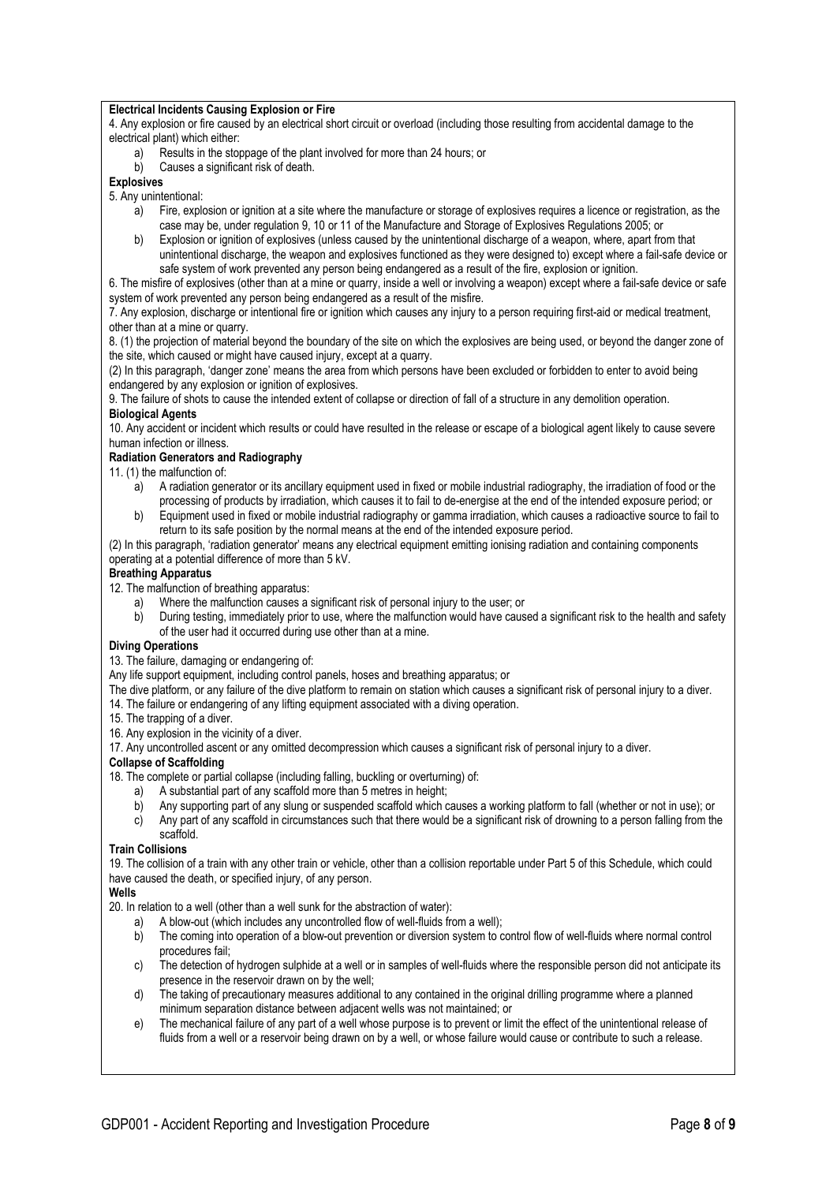**Electrical Incidents Causing Explosion or Fire**

4. Any explosion or fire caused by an electrical short circuit or overload (including those resulting from accidental damage to the electrical plant) which either:

   a) Results in the stoppage of the plant involved for more than 24 hours; or
   b) Causes a significant risk of death.

**Explosives**

5. Any unintentional:

   a) Fire, explosion or ignition at a site where the manufacture or storage of explosives requires a licence or registration, as the case may be, under regulation 9, 10 or 11 of the Manufacture and Storage of Explosives Regulations 2005; or
   b) Explosion or ignition of explosives (unless caused by the unintentional discharge of a weapon, where, apart from that unintentional discharge, the weapon and explosives functioned as they were designed to) except where a fail-safe device or safe system of work prevented any person being endangered as a result of the fire, explosion or ignition.

6. The misfire of explosives (other than at a mine or quarry, inside a well or involving a weapon) except where a fail-safe device or safe system of work prevented any person being endangered as a result of the misfire.

7. Any explosion, discharge or intentional fire or ignition which causes any injury to a person requiring first-aid or medical treatment, other than at a mine or quarry.

8. (1) the projection of material beyond the boundary of the site on which the explosives are being used, or beyond the danger zone of the site, which caused or might have caused injury, except at a quarry.

(2) In this paragraph, 'danger zone' means the area from which persons have been excluded or forbidden to enter to avoid being endangered by any explosion or ignition of explosives.

9. The failure of shots to cause the intended extent of collapse or direction of fall of a structure in any demolition operation.

**Biological Agents**

10. Any accident or incident which results or could have resulted in the release or escape of a biological agent likely to cause severe human infection or illness.

**Radiation Generators and Radiography**

11. (1) the malfunction of:

   a) A radiation generator or its ancillary equipment used in fixed or mobile industrial radiography, the irradiation of food or the processing of products by irradiation, which causes it to fail to de-energise at the end of the intended exposure period; or
   b) Equipment used in fixed or mobile industrial radiography or gamma irradiation, which causes a radioactive source to fail to return to its safe position by the normal means at the end of the intended exposure period.

(2) In this paragraph, 'radiation generator' means any electrical equipment emitting ionising radiation and containing components operating at a potential difference of more than 5 kV.

**Breathing Apparatus**

12. The malfunction of breathing apparatus:

   a) Where the malfunction causes a significant risk of personal injury to the user; or
   b) During testing, immediately prior to use, where the malfunction would have caused a significant risk to the health and safety of the user had it occurred during use other than at a mine.

**Diving Operations**

13. The failure, damaging or endangering of:

Any life support equipment, including control panels, hoses and breathing apparatus; or

The dive platform, or any failure of the dive platform to remain on station which causes a significant risk of personal injury to a diver.

14. The failure or endangering of any lifting equipment associated with a diving operation.

15. The trapping of a diver.

16. Any explosion in the vicinity of a diver.

17. Any uncontrolled ascent or any omitted decompression which causes a significant risk of personal injury to a diver.

**Collapse of Scaffolding**

18. The complete or partial collapse (including falling, buckling or overturning) of:

   a) A substantial part of any scaffold more than 5 metres in height;
   b) Any supporting part of any slung or suspended scaffold which causes a working platform to fall (whether or not in use); or
   c) Any part of any scaffold in circumstances such that there would be a significant risk of drowning to a person falling from the scaffold.

**Train Collisions**

19. The collision of a train with any other train or vehicle, other than a collision reportable under Part 5 of this Schedule, which could have caused the death, or specified injury, of any person.

**Wells**

20. In relation to a well (other than a well sunk for the abstraction of water):

   a) A blow-out (which includes any uncontrolled flow of well-fluids from a well);
   b) The coming into operation of a blow-out prevention or diversion system to control flow of well-fluids where normal control procedures fail;
   c) The detection of hydrogen sulphide at a well or in samples of well-fluids where the responsible person did not anticipate its presence in the reservoir drawn on by the well;
   d) The taking of precautionary measures additional to any contained in the original drilling programme where a planned minimum separation distance between adjacent wells was not maintained; or
   e) The mechanical failure of any part of a well whose purpose is to prevent or limit the effect of the unintentional release of fluids from a well or a reservoir being drawn on by a well, or whose failure would cause or contribute to such a release.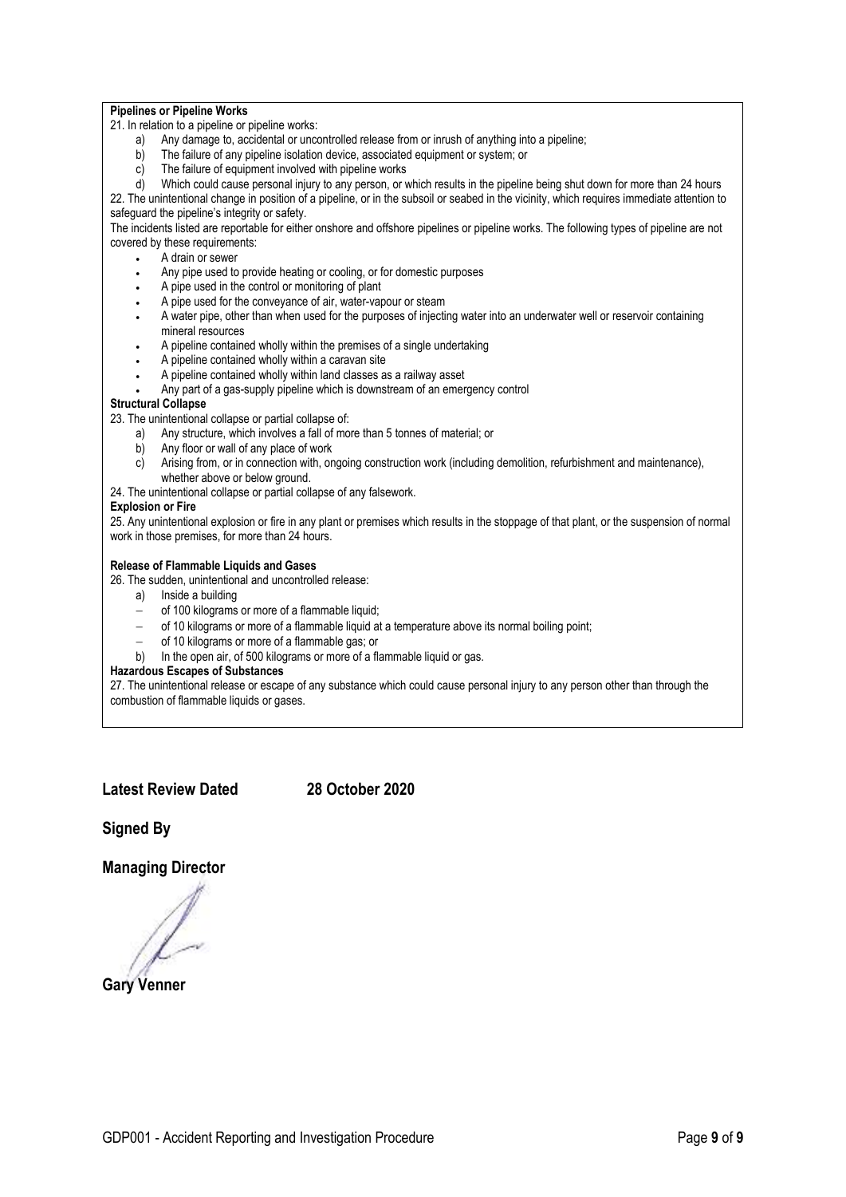**Pipelines or Pipeline Works**

21. In relation to a pipeline or pipeline works:

  a) Any damage to, accidental or uncontrolled release from or inrush of anything into a pipeline;
  b) The failure of any pipeline isolation device, associated equipment or system; or
  c) The failure of equipment involved with pipeline works
  d) Which could cause personal injury to any person, or which results in the pipeline being shut down for more than 24 hours

22. The unintentional change in position of a pipeline, or in the subsoil or seabed in the vicinity, which requires immediate attention to safeguard the pipeline's integrity or safety.

The incidents listed are reportable for either onshore and offshore pipelines or pipeline works. The following types of pipeline are not covered by these requirements:

- A drain or sewer
- Any pipe used to provide heating or cooling, or for domestic purposes
- A pipe used in the control or monitoring of plant
- A pipe used for the conveyance of air, water-vapour or steam
- A water pipe, other than when used for the purposes of injecting water into an underwater well or reservoir containing mineral resources
- A pipeline contained wholly within the premises of a single undertaking
- A pipeline contained wholly within a caravan site
- A pipeline contained wholly within land classes as a railway asset
- Any part of a gas-supply pipeline which is downstream of an emergency control

**Structural Collapse**

23. The unintentional collapse or partial collapse of:

  a) Any structure, which involves a fall of more than 5 tonnes of material; or
  b) Any floor or wall of any place of work
  c) Arising from, or in connection with, ongoing construction work (including demolition, refurbishment and maintenance), whether above or below ground.

24. The unintentional collapse or partial collapse of any falsework.

**Explosion or Fire**

25. Any unintentional explosion or fire in any plant or premises which results in the stoppage of that plant, or the suspension of normal work in those premises, for more than 24 hours.

**Release of Flammable Liquids and Gases**

26. The sudden, unintentional and uncontrolled release:

  a) Inside a building
    - of 100 kilograms or more of a flammable liquid;
    - of 10 kilograms or more of a flammable liquid at a temperature above its normal boiling point;
    - of 10 kilograms or more of a flammable gas; or
  b) In the open air, of 500 kilograms or more of a flammable liquid or gas.

**Hazardous Escapes of Substances**

27. The unintentional release or escape of any substance which could cause personal injury to any person other than through the combustion of flammable liquids or gases.

**Latest Review Dated 28 October 2020**

**Signed By**

**Managing Director**

**Gary Venner**